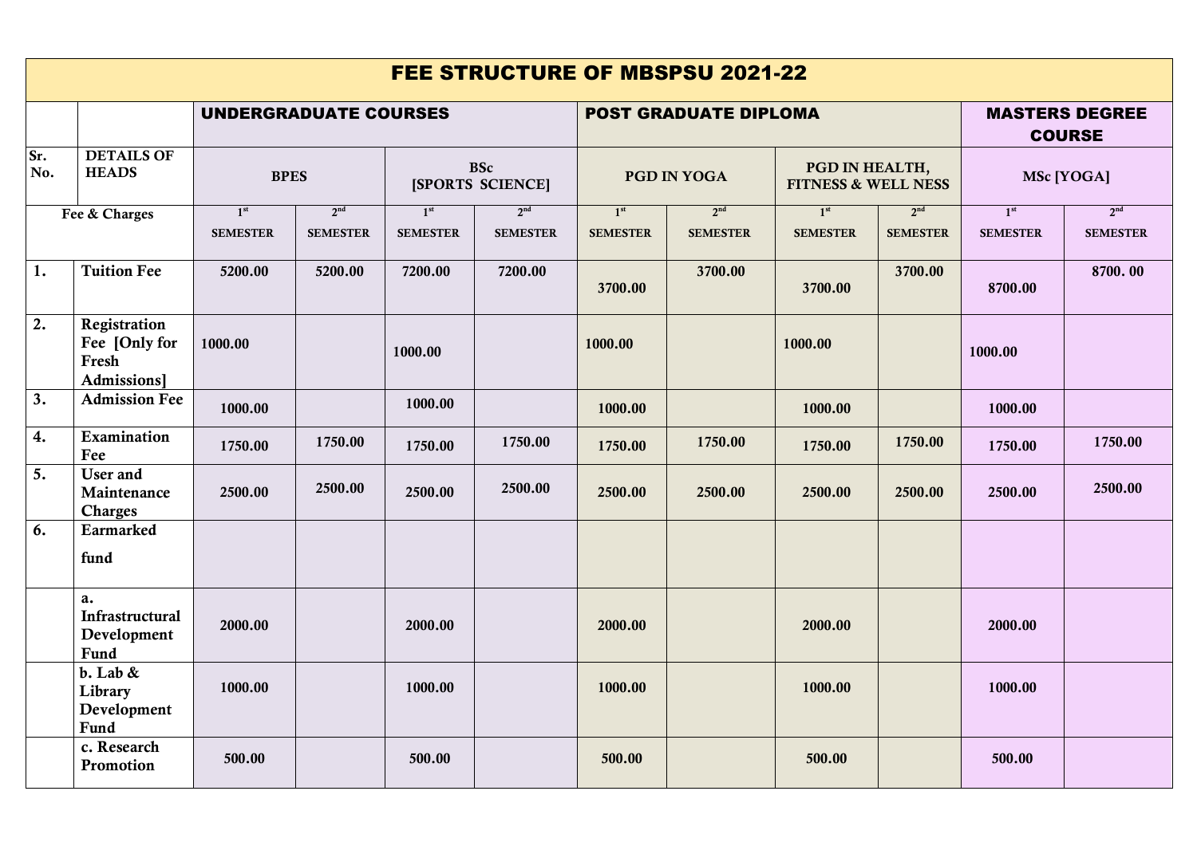# FEE STRUCTURE OF MBSPSU 2021-22

| Sr. No. | DETAILS OF HEADS | UNDERGRADUATE COURSES | | | | POST GRADUATE DIPLOMA | | | | MASTERS DEGREE COURSE | |
|---|---|---|---|---|---|---|---|---|---|---|---|
| | | BPES | | BSc [SPORTS SCIENCE] | | PGD IN YOGA | | PGD IN HEALTH, FITNESS & WELL NESS | | MSc [YOGA] | |
| Fee & Charges | | 1st SEMESTER | 2nd SEMESTER | 1st SEMESTER | 2nd SEMESTER | 1st SEMESTER | 2nd SEMESTER | 1st SEMESTER | 2nd SEMESTER | 1st SEMESTER | 2nd SEMESTER |
| 1. | Tuition Fee | 5200.00 | 5200.00 | 7200.00 | 7200.00 | 3700.00 | 3700.00 | 3700.00 | 3700.00 | 8700.00 | 8700. 00 |
| 2. | Registration Fee [Only for Fresh Admissions] | 1000.00 | | 1000.00 | | 1000.00 | | 1000.00 | | 1000.00 | |
| 3. | Admission Fee | 1000.00 | | 1000.00 | | 1000.00 | | 1000.00 | | 1000.00 | |
| 4. | Examination Fee | 1750.00 | 1750.00 | 1750.00 | 1750.00 | 1750.00 | 1750.00 | 1750.00 | 1750.00 | 1750.00 | 1750.00 |
| 5. | User and Maintenance Charges | 2500.00 | 2500.00 | 2500.00 | 2500.00 | 2500.00 | 2500.00 | 2500.00 | 2500.00 | 2500.00 | 2500.00 |
| 6. | Earmarked fund | | | | | | | | | | |
| | a. Infrastructural Development Fund | 2000.00 | | 2000.00 | | 2000.00 | | 2000.00 | | 2000.00 | |
| | b. Lab & Library Development Fund | 1000.00 | | 1000.00 | | 1000.00 | | 1000.00 | | 1000.00 | |
| | c. Research Promotion | 500.00 | | 500.00 | | 500.00 | | 500.00 | | 500.00 | |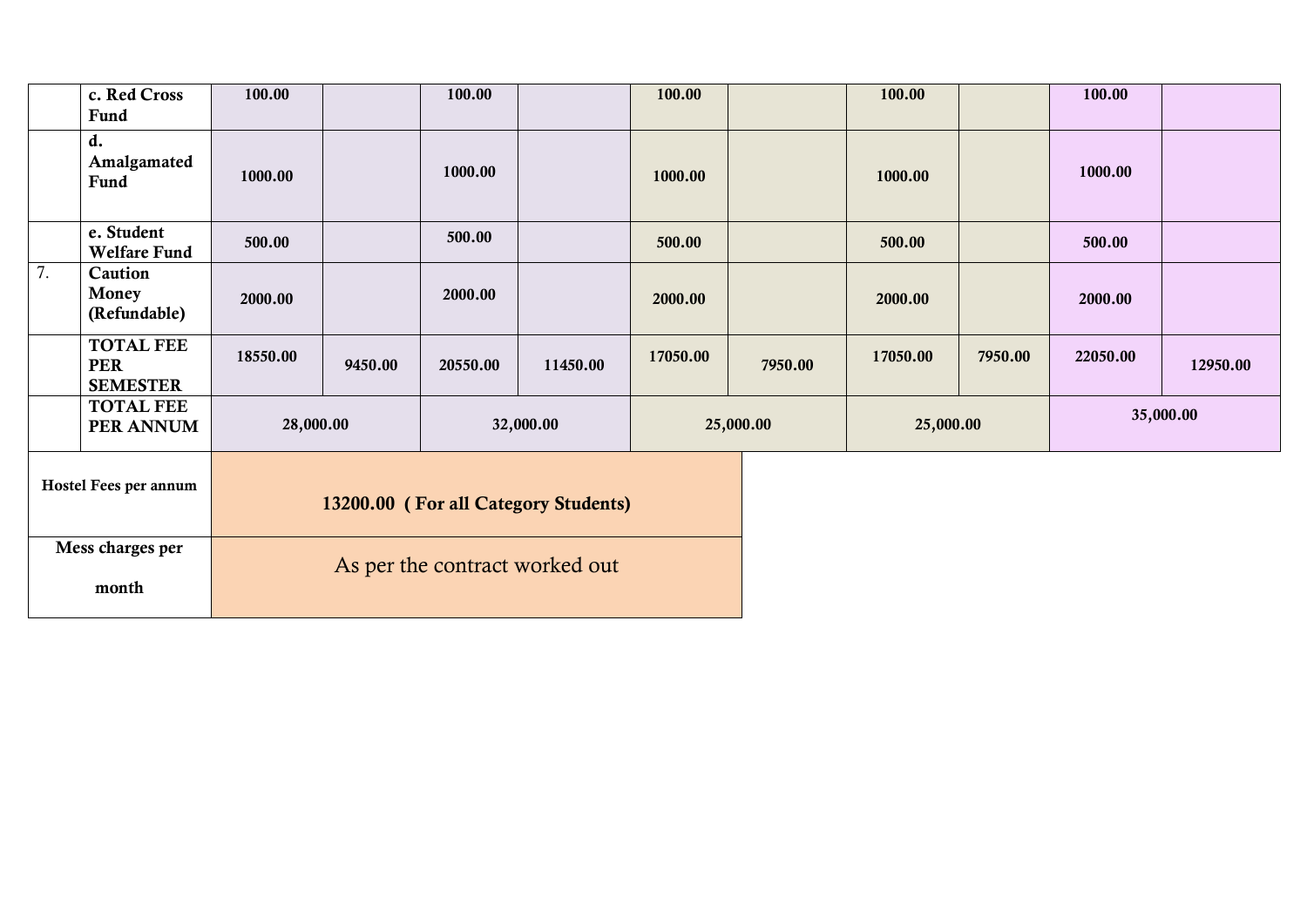| | | | | | | | | | | | |
|---|---|---|---|---|---|---|---|---|---|---|---|
| | **c. Red Cross Fund** | **100.00** | | **100.00** | | **100.00** | | **100.00** | | **100.00** | |
| | **d. Amalgamated Fund** | **1000.00** | | **1000.00** | | **1000.00** | | **1000.00** | | **1000.00** | |
| | **e. Student Welfare Fund** | **500.00** | | **500.00** | | **500.00** | | **500.00** | | **500.00** | |
| 7. | **Caution Money (Refundable)** | **2000.00** | | **2000.00** | | **2000.00** | | **2000.00** | | **2000.00** | |
| | **TOTAL FEE PER SEMESTER** | **18550.00** | **9450.00** | **20550.00** | **11450.00** | **17050.00** | **7950.00** | **17050.00** | **7950.00** | **22050.00** | **12950.00** |
| | **TOTAL FEE PER ANNUM** | **28,000.00** | | **32,000.00** | | **25,000.00** | | **25,000.00** | | **35,000.00** | |

| | |
|---|---|
| **Hostel Fees per annum** | **13200.00 ( For all Category Students)** |
| **Mess charges per month** | As per the contract worked out |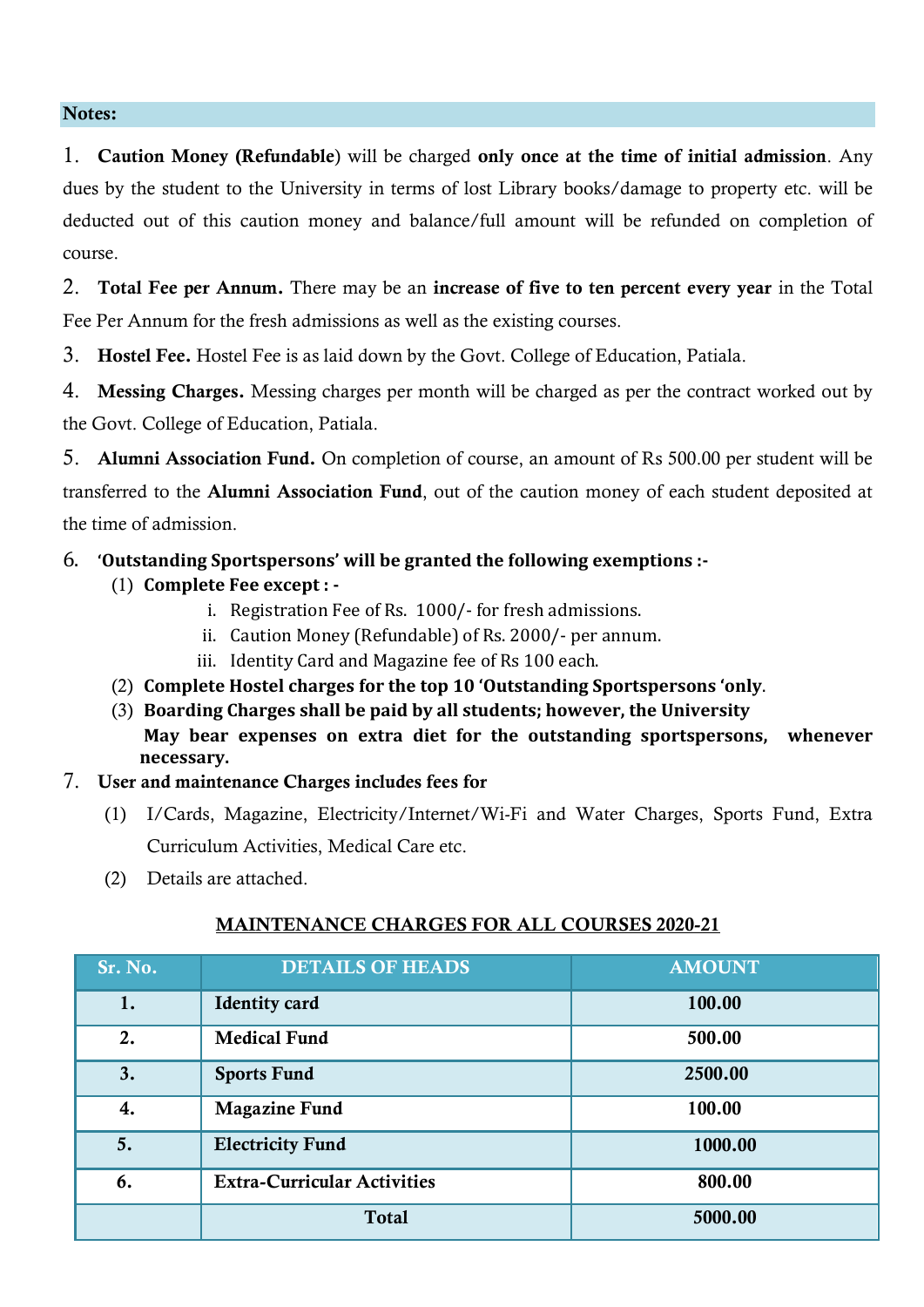**Notes:**

1. **Caution Money (Refundable**) will be charged **only once at the time of initial admission**. Any dues by the student to the University in terms of lost Library books/damage to property etc. will be deducted out of this caution money and balance/full amount will be refunded on completion of course.

2. **Total Fee per Annum.** There may be an **increase of five to ten percent every year** in the Total Fee Per Annum for the fresh admissions as well as the existing courses.

3. **Hostel Fee.** Hostel Fee is as laid down by the Govt. College of Education, Patiala.

4. **Messing Charges.** Messing charges per month will be charged as per the contract worked out by the Govt. College of Education, Patiala.

5. **Alumni Association Fund.** On completion of course, an amount of Rs 500.00 per student will be transferred to the **Alumni Association Fund**, out of the caution money of each student deposited at the time of admission.

6. **'Outstanding Sportspersons' will be granted the following exemptions :-**
   (1) **Complete Fee except : -**
      i. Registration Fee of Rs. 1000/- for fresh admissions.
      ii. Caution Money (Refundable) of Rs. 2000/- per annum.
      iii. Identity Card and Magazine fee of Rs 100 each.
   (2) **Complete Hostel charges for the top 10 'Outstanding Sportspersons 'only**.
   (3) **Boarding Charges shall be paid by all students; however, the University May bear expenses on extra diet for the outstanding sportspersons, whenever necessary.**

7. **User and maintenance Charges includes fees for**
   (1) I/Cards, Magazine, Electricity/Internet/Wi-Fi and Water Charges, Sports Fund, Extra Curriculum Activities, Medical Care etc.
   (2) Details are attached.

**MAINTENANCE CHARGES FOR ALL COURSES 2020-21**

| Sr. No. | DETAILS OF HEADS | AMOUNT |
|---|---|---|
| 1. | Identity card | 100.00 |
| 2. | Medical Fund | 500.00 |
| 3. | Sports Fund | 2500.00 |
| 4. | Magazine Fund | 100.00 |
| 5. | Electricity Fund | 1000.00 |
| 6. | Extra-Curricular Activities | 800.00 |
| | Total | 5000.00 |